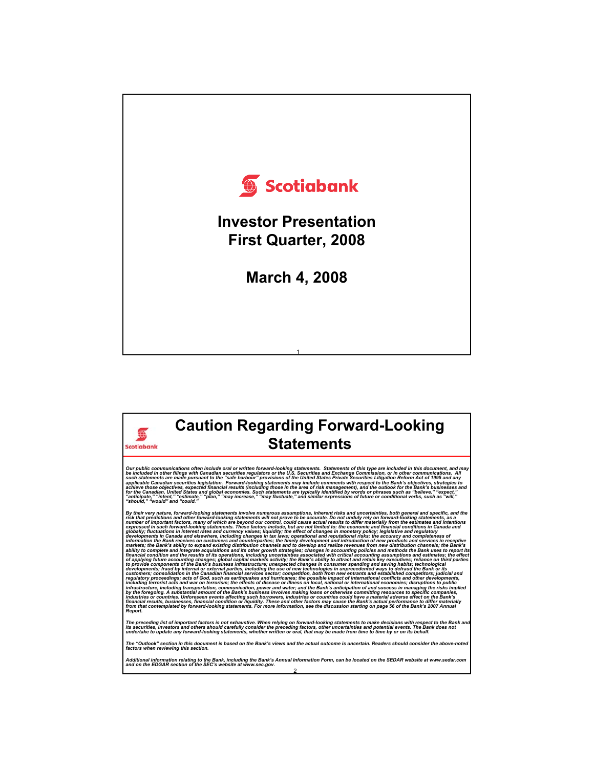Scotiabank

# Investor Presentation First Quarter, 2008

## March 4, 2008

---

Scotiabank

# Caution Regarding Forward-Looking Statements

*Our public communications often include oral or written forward-looking statements. Statements of this type are included in this document, and may be included in other filings with Canadian securities regulators or the U.S. Securities and Exchange Commission, or in other communications. All such statements are made pursuant to the "safe harbour" provisions of the United States Private Securities Litigation Reform Act of 1995 and any applicable Canadian securities legislation. Forward-looking statements may include comments with respect to the Bank's objectives, strategies to achieve those objectives, expected financial results (including those in the area of risk management), and the outlook for the Bank's businesses and for the Canadian, United States and global economies. Such statements are typically identified by words or phrases such as "believe," "expect," "anticipate," "intent," "estimate," "plan," "may increase," "may fluctuate," and similar expressions of future or conditional verbs, such as "will," "should," "would" and "could."*

*By their very nature, forward-looking statements involve numerous assumptions, inherent risks and uncertainties, both general and specific, and the risk that predictions and other forward-looking statements will not prove to be accurate. Do not unduly rely on forward-looking statements, as a number of important factors, many of which are beyond our control, could cause actual results to differ materially from the estimates and intentions expressed in such forward-looking statements. These factors include, but are not limited to: the economic and financial conditions in Canada and globally; fluctuations in interest rates and currency values; liquidity; the effect of changes in monetary policy; legislative and regulatory developments in Canada and elsewhere, including changes in tax laws; operational and reputational risks; the accuracy and completeness of information the Bank receives on customers and counterparties; the timely development and introduction of new products and services in receptive markets; the Bank's ability to expand existing distribution channels and to develop and realize revenues from new distribution channels; the Bank's ability to complete and integrate acquisitions and its other growth strategies; changes in accounting policies and methods the Bank uses to report its financial condition and the results of its operations, including uncertainties associated with critical accounting assumptions and estimates; the effect of applying future accounting changes; global capital markets activity; the Bank's ability to attract and retain key executives; reliance on third parties to provide components of the Bank's business infrastructure; unexpected changes in consumer spending and saving habits; technological developments; fraud by internal or external parties, including the use of new technologies in unprecedented ways to defraud the Bank or its customers; consolidation in the Canadian financial services sector; competition, both from new entrants and established competitors; judicial and regulatory proceedings; acts of God, such as earthquakes and hurricanes; the possible impact of international conflicts and other developments, including terrorist acts and war on terrorism; the effects of disease or illness on local, national or international economies; disruptions to public infrastructure, including transportation, communication, power and water; and the Bank's anticipation of and success in managing the risks implied by the foregoing. A substantial amount of the Bank's business involves making loans or otherwise committing resources to specific companies, industries or countries. Unforeseen events affecting such borrowers, industries or countries could have a material adverse effect on the Bank's financial results, businesses, financial condition or liquidity. These and other factors may cause the Bank's actual performance to differ materially from that contemplated by forward-looking statements. For more information, see the discussion starting on page 56 of the Bank's 2007 Annual Report.*

*The preceding list of important factors is not exhaustive. When relying on forward-looking statements to make decisions with respect to the Bank and its securities, investors and others should carefully consider the preceding factors, other uncertainties and potential events. The Bank does not undertake to update any forward-looking statements, whether written or oral, that may be made from time to time by or on its behalf.*

*The "Outlook" section in this document is based on the Bank's views and the actual outcome is uncertain. Readers should consider the above-noted factors when reviewing this section.*

*Additional information relating to the Bank, including the Bank's Annual Information Form, can be located on the SEDAR website at www.sedar.com and on the EDGAR section of the SEC's website at www.sec.gov.*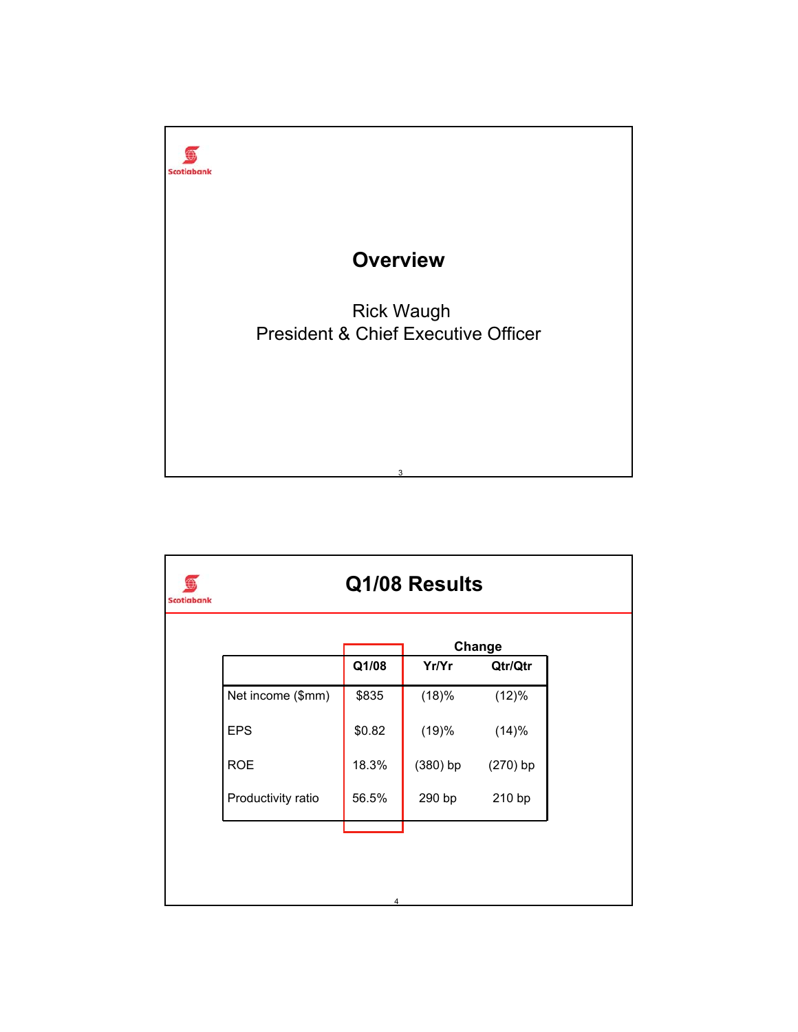Scotiabank

# Overview

Rick Waugh
President & Chief Executive Officer

Scotiabank

# Q1/08 Results

| | Q1/08 | Change | |
|---|---|---|---|
| | | Yr/Yr | Qtr/Qtr |
| Net income ($mm) | $835 | (18)% | (12)% |
| EPS | $0.82 | (19)% | (14)% |
| ROE | 18.3% | (380) bp | (270) bp |
| Productivity ratio | 56.5% | 290 bp | 210 bp |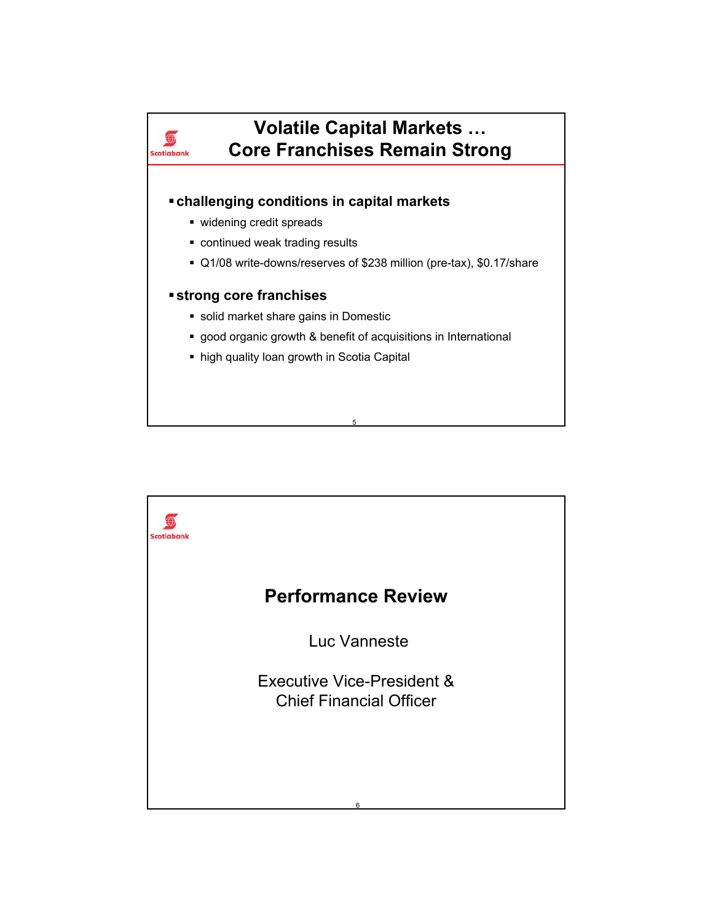## Volatile Capital Markets … Core Franchises Remain Strong

- **challenging conditions in capital markets**
  - widening credit spreads
  - continued weak trading results
  - Q1/08 write-downs/reserves of $238 million (pre-tax), $0.17/share
- **strong core franchises**
  - solid market share gains in Domestic
  - good organic growth & benefit of acquisitions in International
  - high quality loan growth in Scotia Capital

## Performance Review

Luc Vanneste

Executive Vice-President & Chief Financial Officer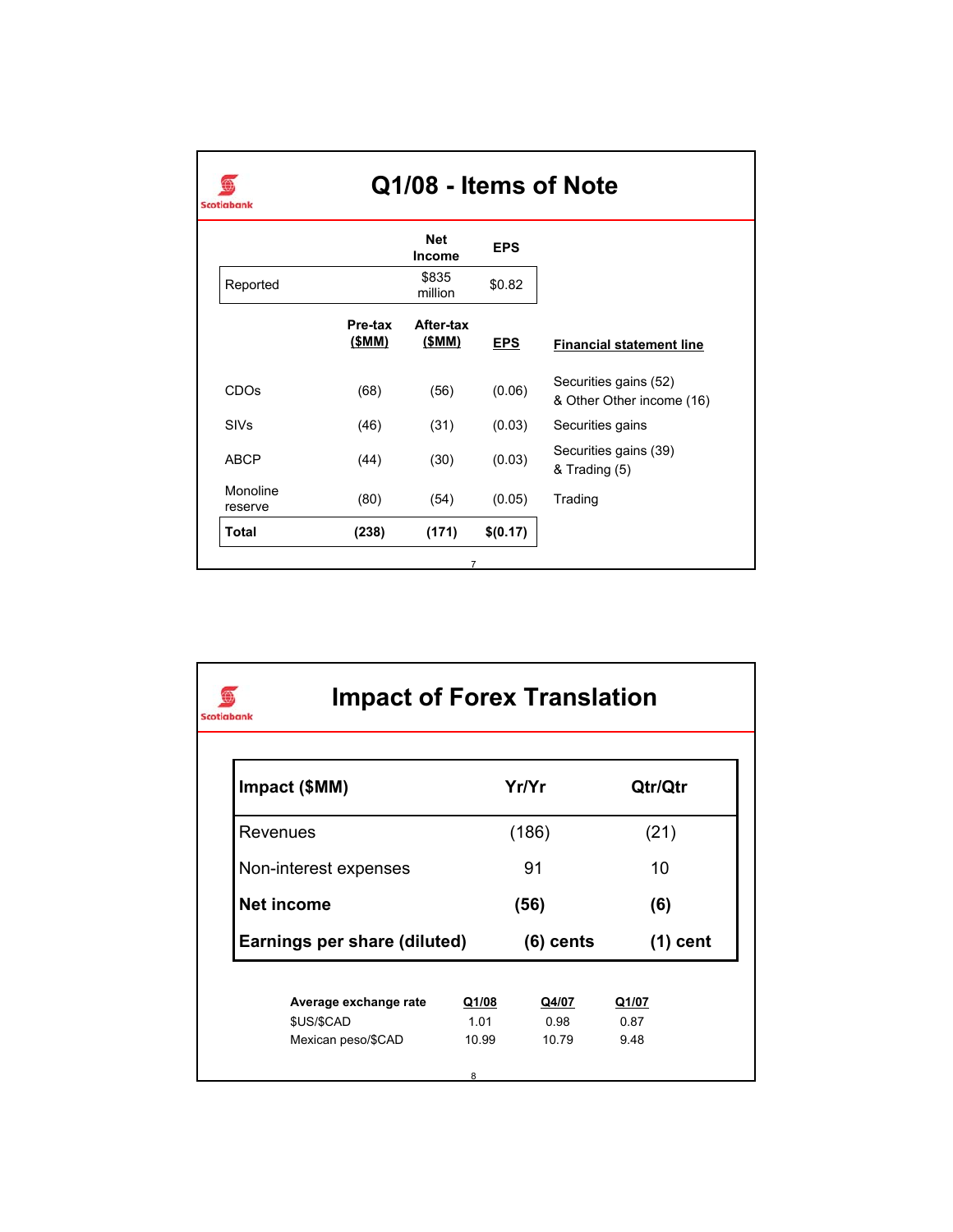# Q1/08 - Items of Note

| | Net Income | EPS |
|---|---|---|
| Reported | $835 million | $0.82 |

| | Pre-tax ($MM) | After-tax ($MM) | EPS | Financial statement line |
|---|---|---|---|---|
| CDOs | (68) | (56) | (0.06) | Securities gains (52) & Other Other income (16) |
| SIVs | (46) | (31) | (0.03) | Securities gains |
| ABCP | (44) | (30) | (0.03) | Securities gains (39) & Trading (5) |
| Monoline reserve | (80) | (54) | (0.05) | Trading |
| **Total** | **(238)** | **(171)** | **$(0.17)** | |

# Impact of Forex Translation

| Impact ($MM) | Yr/Yr | Qtr/Qtr |
|---|---|---|
| Revenues | (186) | (21) |
| Non-interest expenses | 91 | 10 |
| **Net income** | **(56)** | **(6)** |
| **Earnings per share (diluted)** | **(6) cents** | **(1) cent** |

| Average exchange rate | Q1/08 | Q4/07 | Q1/07 |
|---|---|---|---|
| $US/$CAD | 1.01 | 0.98 | 0.87 |
| Mexican peso/$CAD | 10.99 | 10.79 | 9.48 |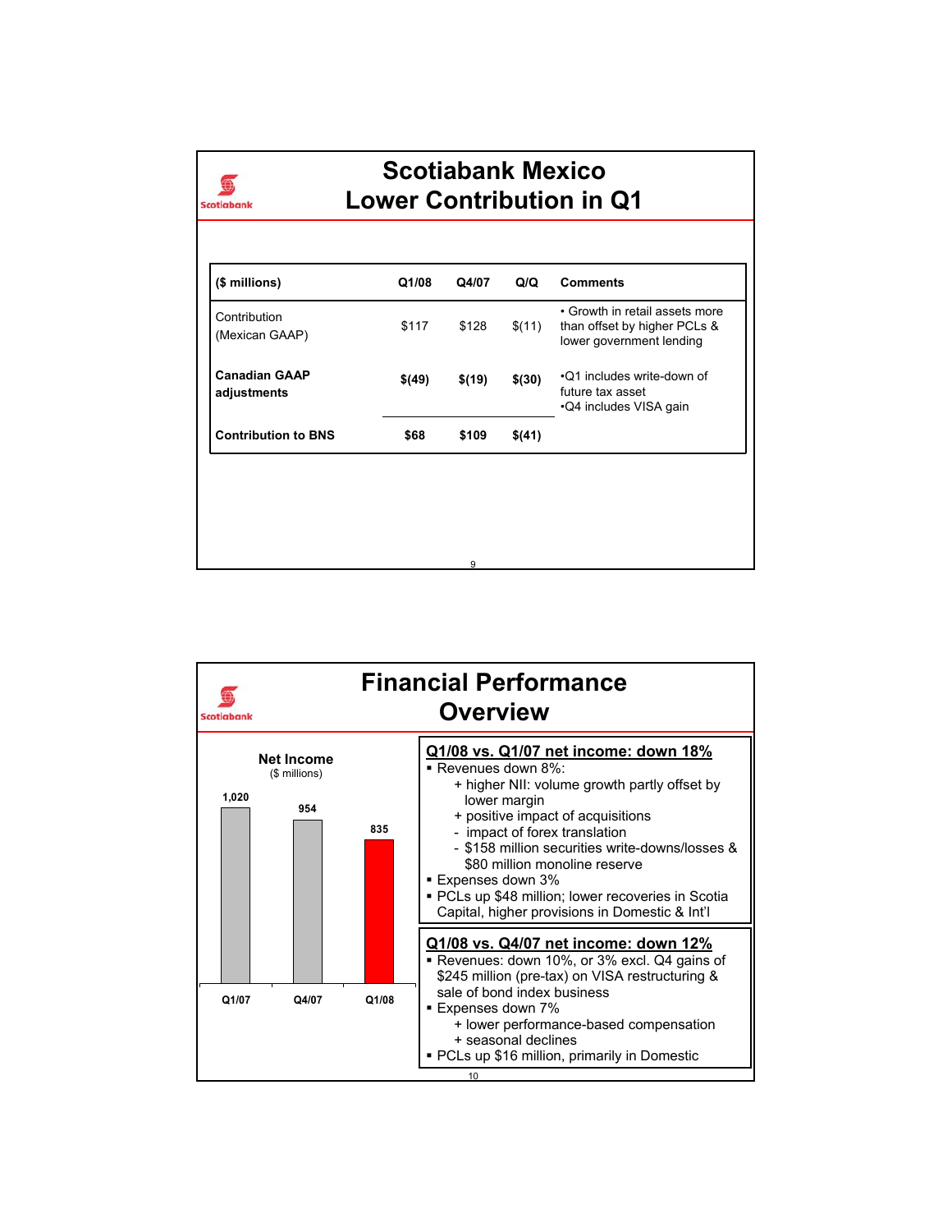## Scotiabank Mexico
## Lower Contribution in Q1

| ($ millions) | Q1/08 | Q4/07 | Q/Q | Comments |
|---|---|---|---|---|
| Contribution (Mexican GAAP) | $117 | $128 | $(11) | • Growth in retail assets more than offset by higher PCLs & lower government lending |
| **Canadian GAAP adjustments** | **$(49)** | **$(19)** | **$(30)** | •Q1 includes write-down of future tax asset •Q4 includes VISA gain |
| **Contribution to BNS** | **$68** | **$109** | **$(41)** | |

## Financial Performance Overview

**Net Income**
($ millions)

| Q1/07 | Q4/07 | Q1/08 |
|---|---|---|
| 1,020 | 954 | 835 |

**Q1/08 vs. Q1/07 net income: down 18%**

- Revenues down 8%:
  - + higher NII: volume growth partly offset by lower margin
  - + positive impact of acquisitions
  - - impact of forex translation
  - - $158 million securities write-downs/losses & $80 million monoline reserve
- Expenses down 3%
- PCLs up $48 million; lower recoveries in Scotia Capital, higher provisions in Domestic & Int'l

**Q1/08 vs. Q4/07 net income: down 12%**

- Revenues: down 10%, or 3% excl. Q4 gains of $245 million (pre-tax) on VISA restructuring & sale of bond index business
- Expenses down 7%
  - + lower performance-based compensation
  - + seasonal declines
- PCLs up $16 million, primarily in Domestic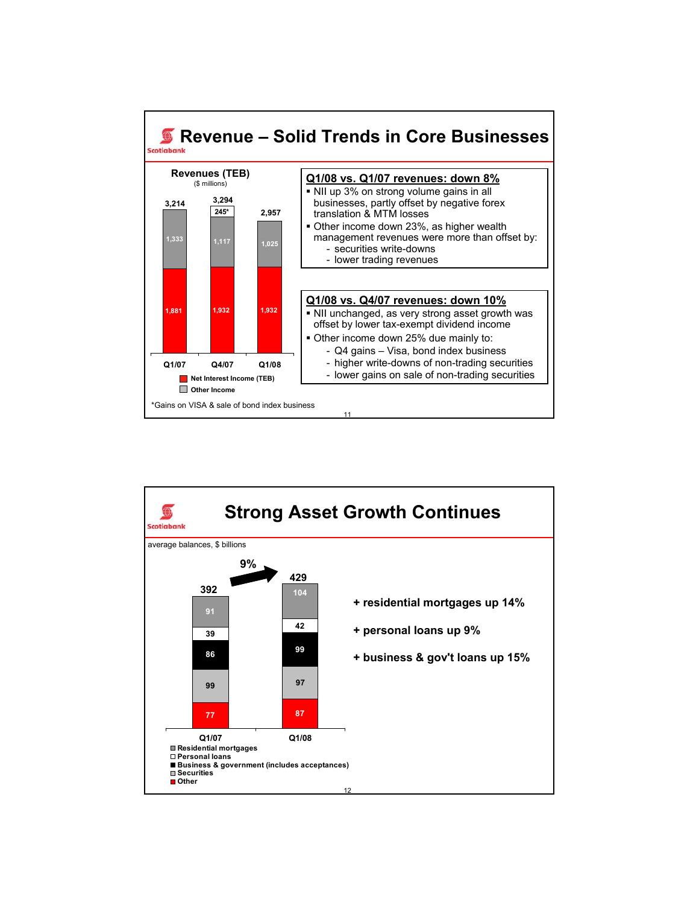# Revenue – Solid Trends in Core Businesses

**Revenues (TEB)**
($ millions)

| | Q1/07 | Q4/07 | Q1/08 |
|---|---|---|---|
| Net Interest Income (TEB) | 1,881 | 1,932 | 1,932 |
| Other Income | 1,333 | 1,117 + 245* | 1,025 |
| Total | 3,214 | 3,294 | 2,957 |

*Gains on VISA & sale of bond index business

**Q1/08 vs. Q1/07 revenues: down 8%**

- NII up 3% on strong volume gains in all businesses, partly offset by negative forex translation & MTM losses
- Other income down 23%, as higher wealth management revenues were more than offset by:
  - securities write-downs
  - lower trading revenues

**Q1/08 vs. Q4/07 revenues: down 10%**

- NII unchanged, as very strong asset growth was offset by lower tax-exempt dividend income
- Other income down 25% due mainly to:
  - Q4 gains – Visa, bond index business
  - higher write-downs of non-trading securities
  - lower gains on sale of non-trading securities

# Strong Asset Growth Continues

average balances, $ billions

| | Q1/07 | Q1/08 |
|---|---|---|
| Residential mortgages | 91 | 104 |
| Personal loans | 39 | 42 |
| Business & government (includes acceptances) | 86 | 99 |
| Securities | 99 | 97 |
| Other | 77 | 87 |
| Total | 392 | 429 |

9% growth

+ residential mortgages up 14%

+ personal loans up 9%

+ business & gov't loans up 15%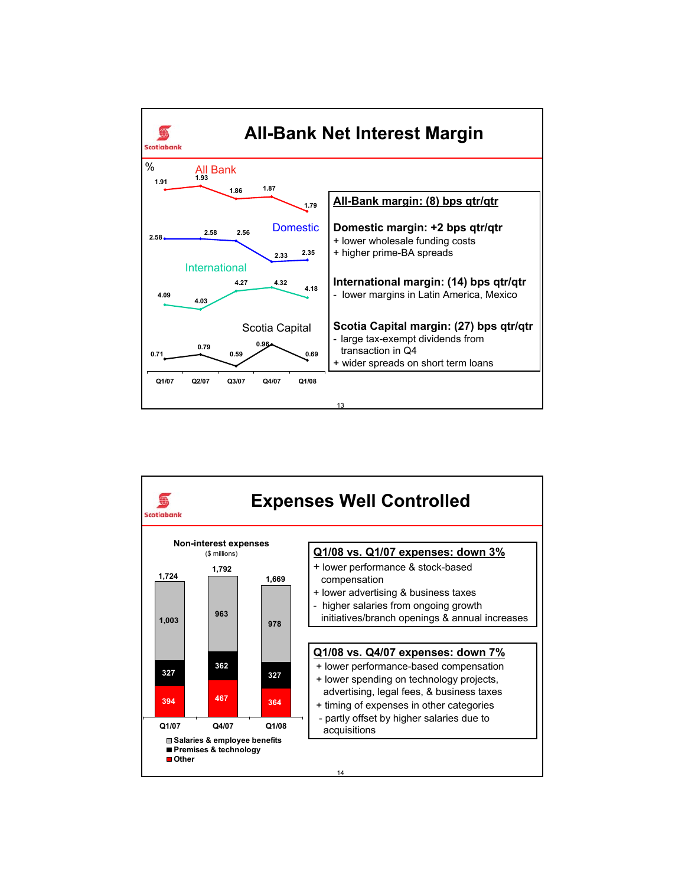## All-Bank Net Interest Margin

%

| | Q1/07 | Q2/07 | Q3/07 | Q4/07 | Q1/08 |
|---|---|---|---|---|---|
| All Bank | 1.91 | 1.93 | 1.86 | 1.87 | 1.79 |
| Domestic | 2.58 | 2.58 | 2.56 | 2.33 | 2.35 |
| International | 4.09 | 4.03 | 4.27 | 4.32 | 4.18 |
| Scotia Capital | 0.71 | 0.79 | 0.59 | 0.96 | 0.69 |

**All-Bank margin: (8) bps qtr/qtr**

**Domestic margin: +2 bps qtr/qtr**
+ lower wholesale funding costs
+ higher prime-BA spreads

**International margin: (14) bps qtr/qtr**
- lower margins in Latin America, Mexico

**Scotia Capital margin: (27) bps qtr/qtr**
- large tax-exempt dividends from transaction in Q4
+ wider spreads on short term loans

## Expenses Well Controlled

**Non-interest expenses**
($ millions)

| | Q1/07 | Q4/07 | Q1/08 |
|---|---|---|---|
| Salaries & employee benefits | 1,003 | 963 | 978 |
| Premises & technology | 327 | 362 | 327 |
| Other | 394 | 467 | 364 |
| Total | 1,724 | 1,792 | 1,669 |

**Q1/08 vs. Q1/07 expenses: down 3%**
+ lower performance & stock-based compensation
+ lower advertising & business taxes
- higher salaries from ongoing growth initiatives/branch openings & annual increases

**Q1/08 vs. Q4/07 expenses: down 7%**
+ lower performance-based compensation
+ lower spending on technology projects, advertising, legal fees, & business taxes
+ timing of expenses in other categories
- partly offset by higher salaries due to acquisitions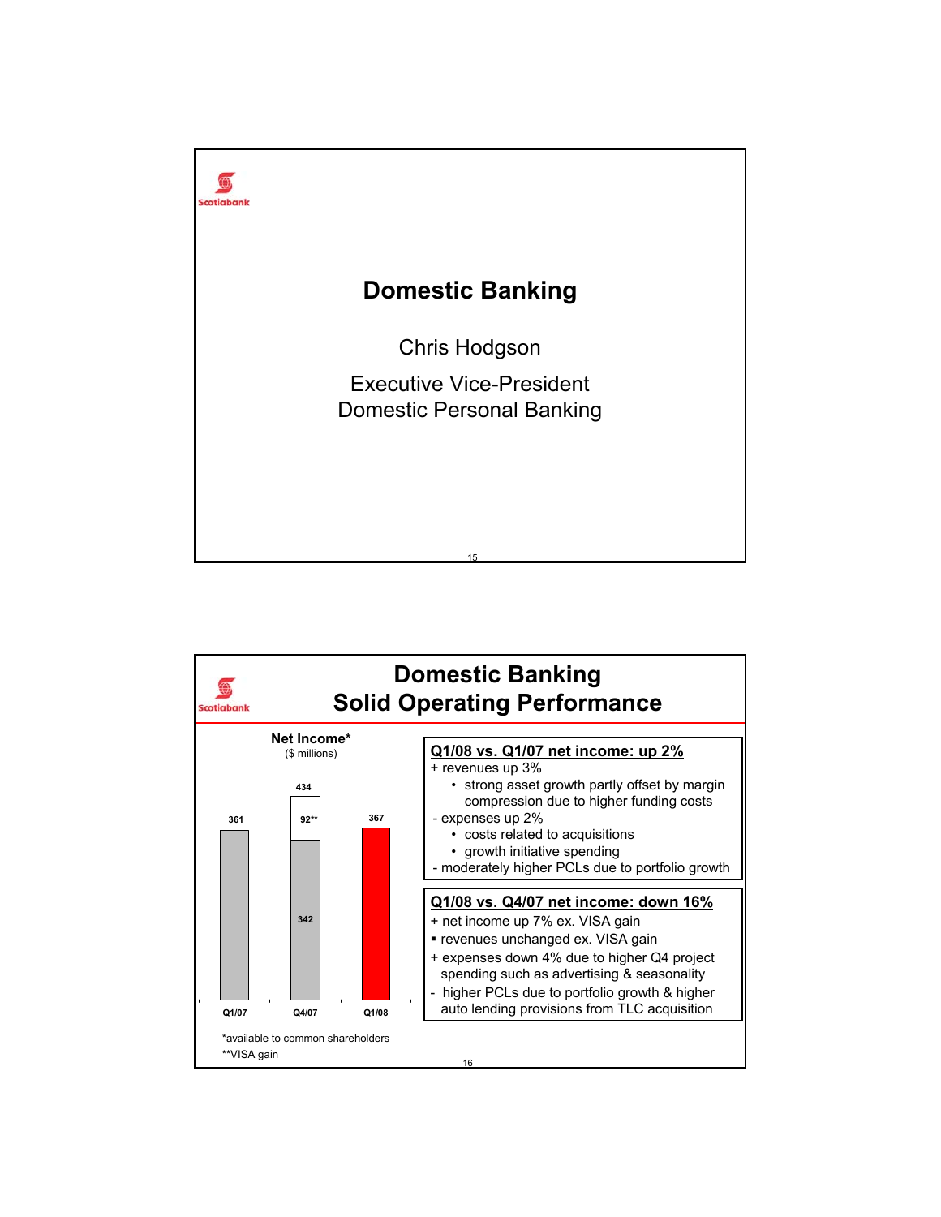# Domestic Banking

Chris Hodgson

Executive Vice-President
Domestic Personal Banking

# Domestic Banking
## Solid Operating Performance

**Net Income***
($ millions)

| | Q1/07 | Q4/07 | Q1/08 |
|---|---|---|---|
| Net Income | 361 | 342 + 92** = 434 | 367 |

*available to common shareholders
**VISA gain

**Q1/08 vs. Q1/07 net income: up 2%**

+ revenues up 3%
  - strong asset growth partly offset by margin compression due to higher funding costs
- expenses up 2%
  - costs related to acquisitions
  - growth initiative spending
- moderately higher PCLs due to portfolio growth

**Q1/08 vs. Q4/07 net income: down 16%**

+ net income up 7% ex. VISA gain
▪ revenues unchanged ex. VISA gain
+ expenses down 4% due to higher Q4 project spending such as advertising & seasonality
- higher PCLs due to portfolio growth & higher auto lending provisions from TLC acquisition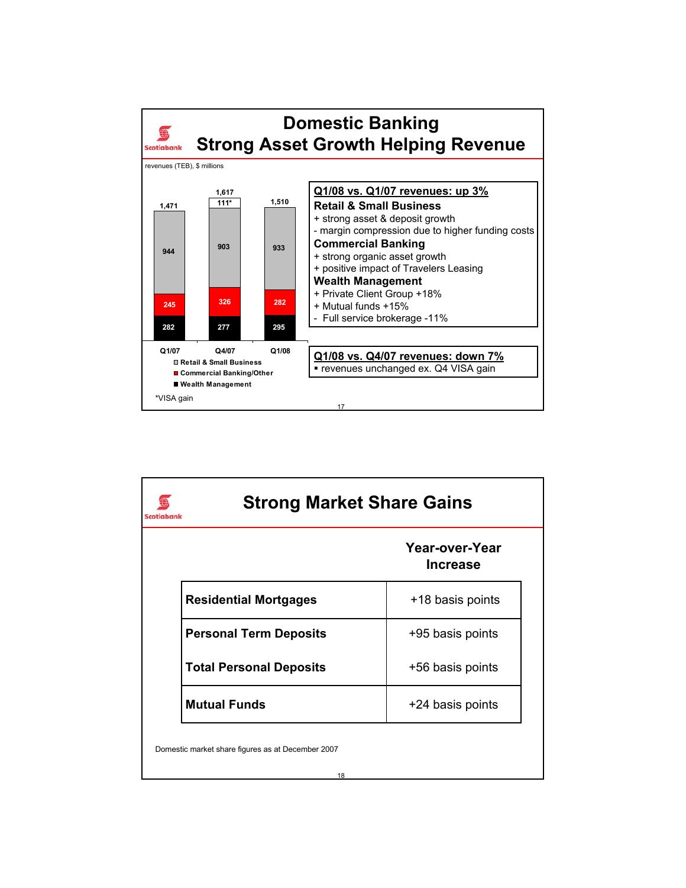# Domestic Banking
## Strong Asset Growth Helping Revenue

revenues (TEB), $ millions

| | Q1/07 | Q4/07 | Q1/08 |
|---|---|---|---|
| Retail & Small Business | 944 | 903 | 933 |
| Commercial Banking/Other | 245 | 326 | 282 |
| Wealth Management | 282 | 277 | 295 |
| VISA gain* | | 111* | |
| Total | 1,471 | 1,617 | 1,510 |

*VISA gain

**Q1/08 vs. Q1/07 revenues: up 3%**

**Retail & Small Business**
+ strong asset & deposit growth
- margin compression due to higher funding costs

**Commercial Banking**
+ strong organic asset growth
+ positive impact of Travelers Leasing

**Wealth Management**
+ Private Client Group +18%
+ Mutual funds +15%
- Full service brokerage -11%

**Q1/08 vs. Q4/07 revenues: down 7%**

- revenues unchanged ex. Q4 VISA gain

# Strong Market Share Gains

| | Year-over-Year Increase |
|---|---|
| **Residential Mortgages** | +18 basis points |
| **Personal Term Deposits** | +95 basis points |
| **Total Personal Deposits** | +56 basis points |
| **Mutual Funds** | +24 basis points |

Domestic market share figures as at December 2007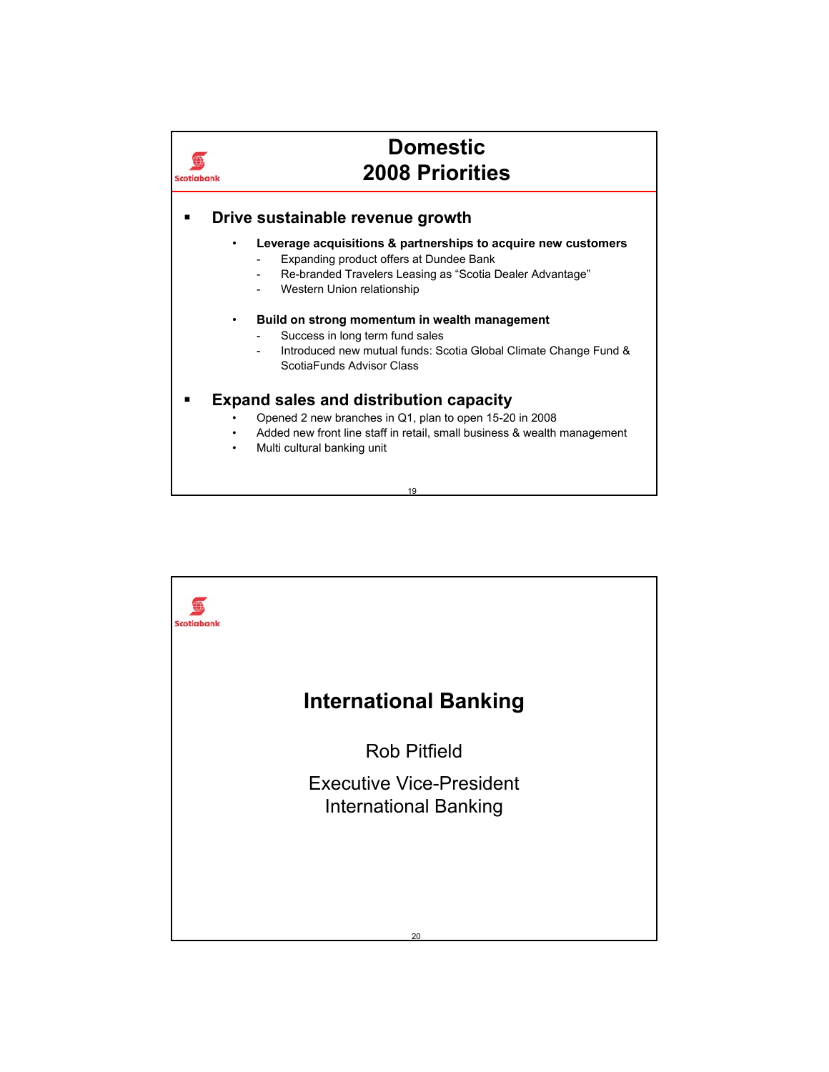# Domestic 2008 Priorities

- **Drive sustainable revenue growth**
  - **Leverage acquisitions & partnerships to acquire new customers**
    - Expanding product offers at Dundee Bank
    - Re-branded Travelers Leasing as "Scotia Dealer Advantage"
    - Western Union relationship
  - **Build on strong momentum in wealth management**
    - Success in long term fund sales
    - Introduced new mutual funds: Scotia Global Climate Change Fund & ScotiaFunds Advisor Class
- **Expand sales and distribution capacity**
  - Opened 2 new branches in Q1, plan to open 15-20 in 2008
  - Added new front line staff in retail, small business & wealth management
  - Multi cultural banking unit

# International Banking

Rob Pitfield

Executive Vice-President
International Banking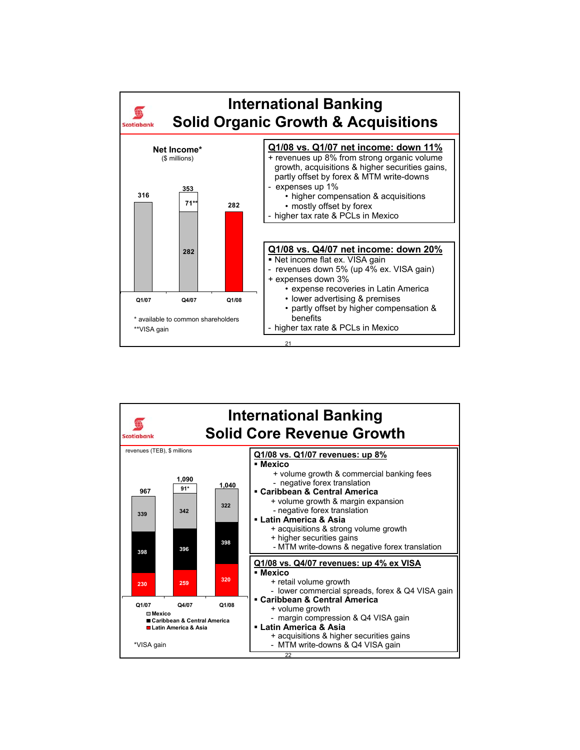# International Banking
## Solid Organic Growth & Acquisitions

**Net Income***
($ millions)

| | Q1/07 | Q4/07 | Q1/08 |
|---|---|---|---|
| Net Income | 316 | 282 + 71** = 353 | 282 |

\* available to common shareholders
**VISA gain

**Q1/08 vs. Q1/07 net income: down 11%**

+ revenues up 8% from strong organic volume growth, acquisitions & higher securities gains, partly offset by forex & MTM write-downs
- expenses up 1%
  - higher compensation & acquisitions
  - mostly offset by forex
- higher tax rate & PCLs in Mexico

**Q1/08 vs. Q4/07 net income: down 20%**

- Net income flat ex. VISA gain
- revenues down 5% (up 4% ex. VISA gain)
+ expenses down 3%
  - expense recoveries in Latin America
  - lower advertising & premises
  - partly offset by higher compensation & benefits
- higher tax rate & PCLs in Mexico

# International Banking
## Solid Core Revenue Growth

revenues (TEB), $ millions

| | Q1/07 | Q4/07 | Q1/08 |
|---|---|---|---|
| VISA gain* | | 91* | |
| Mexico | 339 | 342 | 322 |
| Caribbean & Central America | 398 | 396 | 398 |
| Latin America & Asia | 230 | 259 | 320 |
| Total | 967 | 1,090 | 1,040 |

*VISA gain

**Q1/08 vs. Q1/07 revenues: up 8%**

- **Mexico**
  + volume growth & commercial banking fees
  - negative forex translation
- **Caribbean & Central America**
  + volume growth & margin expansion
  - negative forex translation
- **Latin America & Asia**
  + acquisitions & strong volume growth
  + higher securities gains
  - MTM write-downs & negative forex translation

**Q1/08 vs. Q4/07 revenues: up 4% ex VISA**

- **Mexico**
  + retail volume growth
  - lower commercial spreads, forex & Q4 VISA gain
- **Caribbean & Central America**
  + volume growth
  - margin compression & Q4 VISA gain
- **Latin America & Asia**
  + acquisitions & higher securities gains
  - MTM write-downs & Q4 VISA gain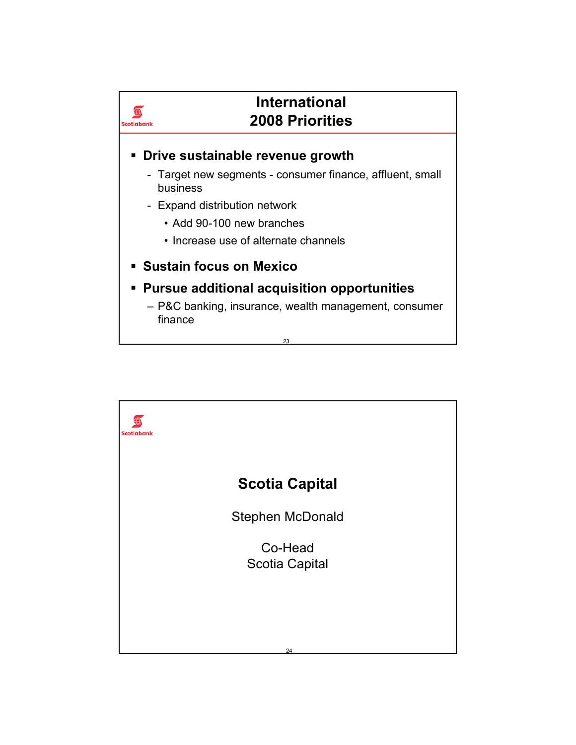# International 2008 Priorities

- **Drive sustainable revenue growth**
  - Target new segments - consumer finance, affluent, small business
  - Expand distribution network
    - Add 90-100 new branches
    - Increase use of alternate channels
- **Sustain focus on Mexico**
- **Pursue additional acquisition opportunities**
  - P&C banking, insurance, wealth management, consumer finance

# Scotia Capital

Stephen McDonald

Co-Head
Scotia Capital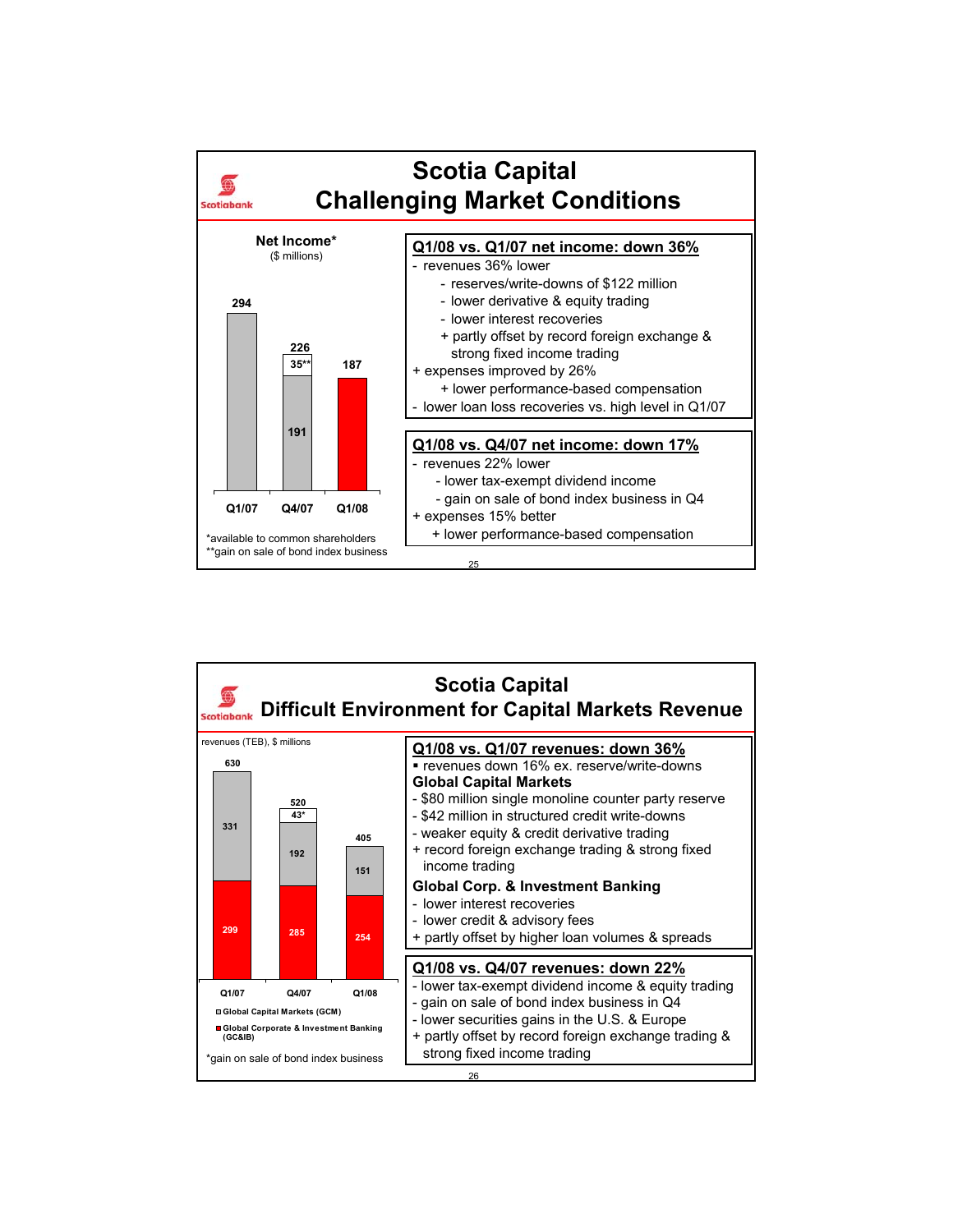# Scotia Capital
## Challenging Market Conditions

**Net Income***
($ millions)

| | Q1/07 | Q4/07 | Q1/08 |
|---|---|---|---|
| Net income | 294 | 191 | 187 |
| Gain on sale of bond index business** | | 35** | |
| Total | 294 | 226 | 187 |

*available to common shareholders
**gain on sale of bond index business

**Q1/08 vs. Q1/07 net income: down 36%**

- revenues 36% lower
  - reserves/write-downs of $122 million
  - lower derivative & equity trading
  - lower interest recoveries
  - + partly offset by record foreign exchange & strong fixed income trading
- + expenses improved by 26%
  - + lower performance-based compensation
- lower loan loss recoveries vs. high level in Q1/07

**Q1/08 vs. Q4/07 net income: down 17%**

- revenues 22% lower
  - lower tax-exempt dividend income
  - gain on sale of bond index business in Q4
- + expenses 15% better
  - + lower performance-based compensation

# Scotia Capital
## Difficult Environment for Capital Markets Revenue

revenues (TEB), $ millions

| | Q1/07 | Q4/07 | Q1/08 |
|---|---|---|---|
| Global Capital Markets (GCM) | 331 | 192 | 151 |
| Gain on sale of bond index business* | | 43* | |
| Global Corporate & Investment Banking (GC&IB) | 299 | 285 | 254 |
| Total | 630 | 520 | 405 |

*gain on sale of bond index business

**Q1/08 vs. Q1/07 revenues: down 36%**

- revenues down 16% ex. reserve/write-downs

**Global Capital Markets**

- $80 million single monoline counter party reserve
- $42 million in structured credit write-downs
- weaker equity & credit derivative trading
- + record foreign exchange trading & strong fixed income trading

**Global Corp. & Investment Banking**

- lower interest recoveries
- lower credit & advisory fees
- + partly offset by higher loan volumes & spreads

**Q1/08 vs. Q4/07 revenues: down 22%**

- lower tax-exempt dividend income & equity trading
- gain on sale of bond index business in Q4
- lower securities gains in the U.S. & Europe
- + partly offset by record foreign exchange trading & strong fixed income trading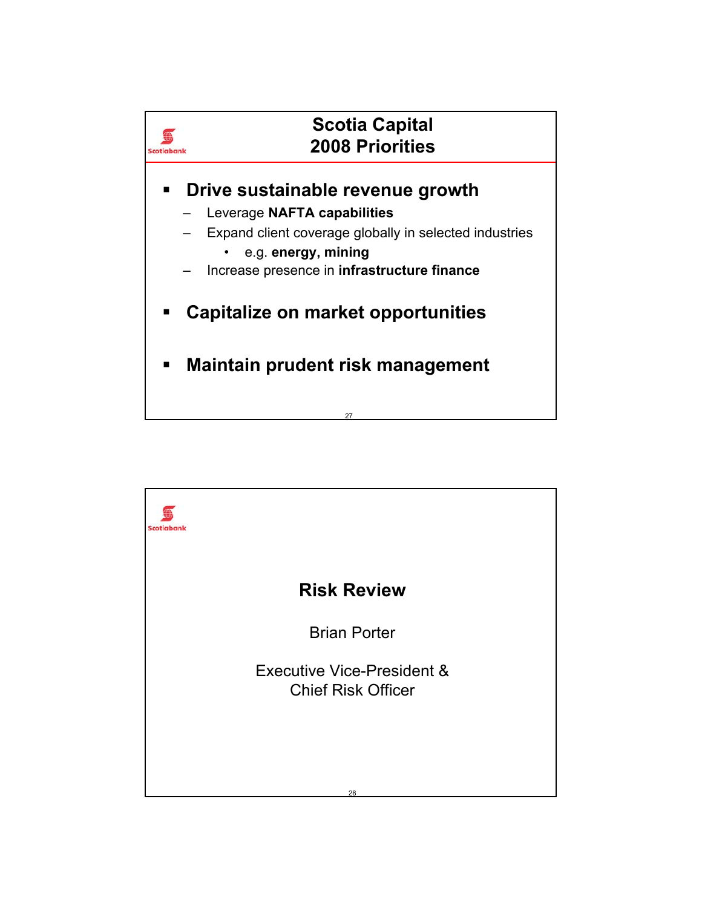# Scotia Capital 2008 Priorities

- **Drive sustainable revenue growth**
  - Leverage **NAFTA capabilities**
  - Expand client coverage globally in selected industries
    - e.g. **energy, mining**
  - Increase presence in **infrastructure finance**
- **Capitalize on market opportunities**
- **Maintain prudent risk management**

# Risk Review

Brian Porter

Executive Vice-President &
Chief Risk Officer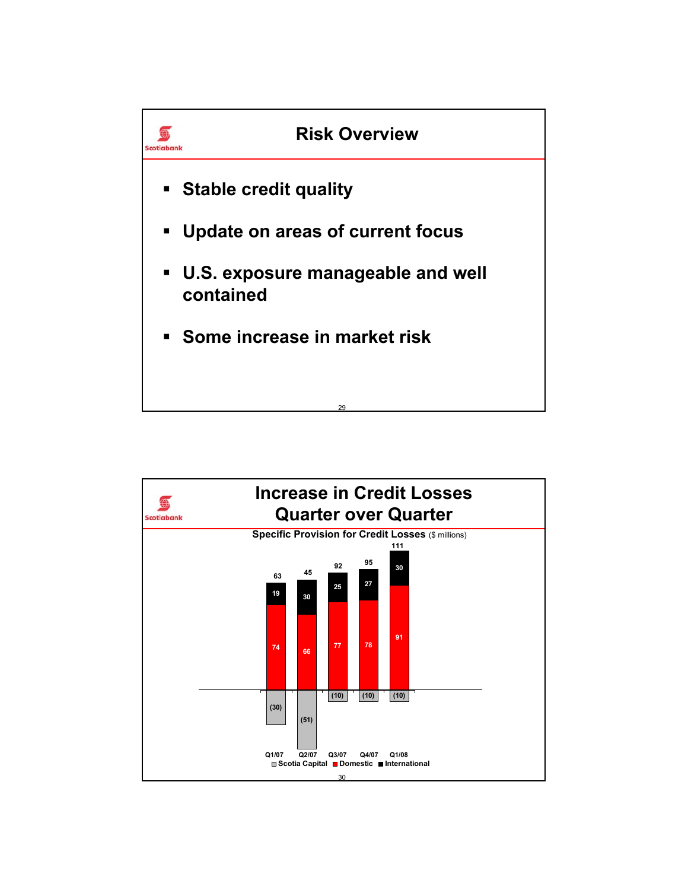# Risk Overview

- **Stable credit quality**
- **Update on areas of current focus**
- **U.S. exposure manageable and well contained**
- **Some increase in market risk**

# Increase in Credit Losses Quarter over Quarter

**Specific Provision for Credit Losses** ($ millions)

| | Q1/07 | Q2/07 | Q3/07 | Q4/07 | Q1/08 |
|---|---|---|---|---|---|
| Scotia Capital | (30) | (51) | (10) | (10) | (10) |
| Domestic | 74 | 66 | 77 | 78 | 91 |
| International | 19 | 30 | 25 | 27 | 30 |
| Total | 63 | 45 | 92 | 95 | 111 |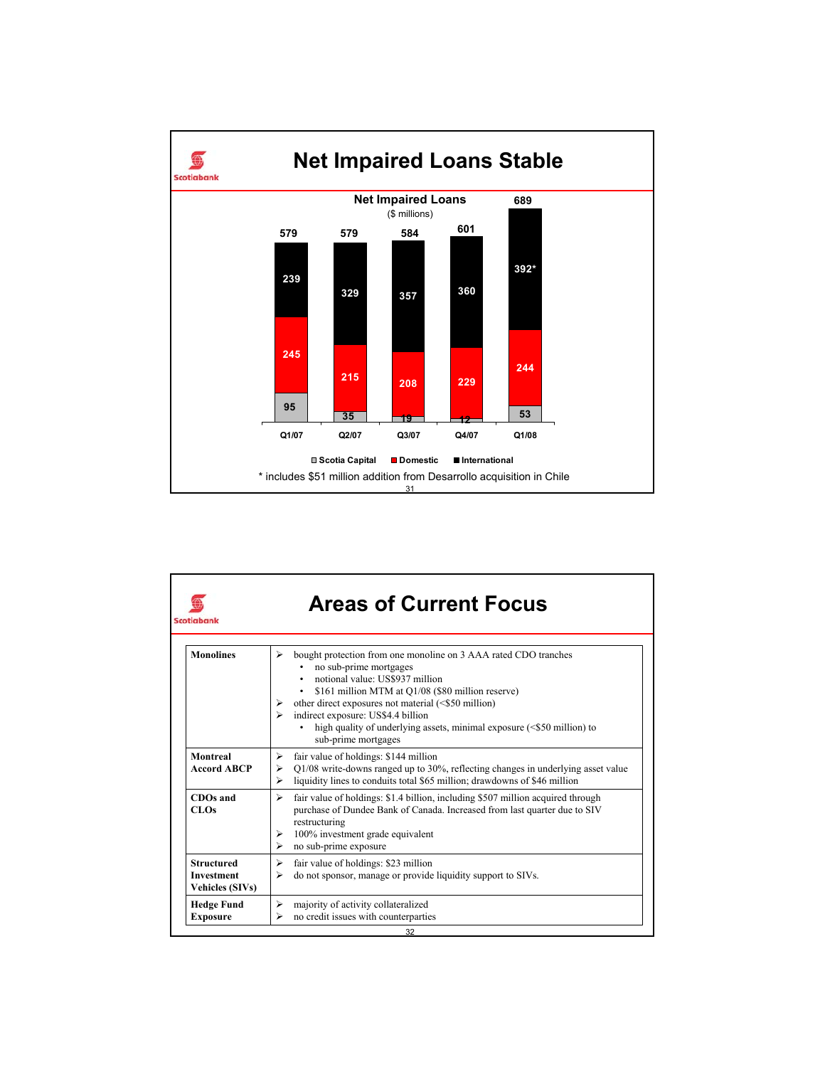# Net Impaired Loans Stable

**Net Impaired Loans**
($ millions)

| | Q1/07 | Q2/07 | Q3/07 | Q4/07 | Q1/08 |
|---|---|---|---|---|---|
| International | 239 | 329 | 357 | 360 | 392* |
| Domestic | 245 | 215 | 208 | 229 | 244 |
| Scotia Capital | 95 | 35 | 19 | 12 | 53 |
| Total | 579 | 579 | 584 | 601 | 689 |

\* includes $51 million addition from Desarrollo acquisition in Chile

# Areas of Current Focus

| | |
|---|---|
| **Monolines** | ➢ bought protection from one monoline on 3 AAA rated CDO tranches<br>• no sub-prime mortgages<br>• notional value: US$937 million<br>• $161 million MTM at Q1/08 ($80 million reserve)<br>➢ other direct exposures not material (<$50 million)<br>➢ indirect exposure: US$4.4 billion<br>• high quality of underlying assets, minimal exposure (<$50 million) to sub-prime mortgages |
| **Montreal Accord ABCP** | ➢ fair value of holdings: $144 million<br>➢ Q1/08 write-downs ranged up to 30%, reflecting changes in underlying asset value<br>➢ liquidity lines to conduits total $65 million; drawdowns of $46 million |
| **CDOs and CLOs** | ➢ fair value of holdings: $1.4 billion, including $507 million acquired through purchase of Dundee Bank of Canada. Increased from last quarter due to SIV restructuring<br>➢ 100% investment grade equivalent<br>➢ no sub-prime exposure |
| **Structured Investment Vehicles (SIVs)** | ➢ fair value of holdings: $23 million<br>➢ do not sponsor, manage or provide liquidity support to SIVs. |
| **Hedge Fund Exposure** | ➢ majority of activity collateralized<br>➢ no credit issues with counterparties |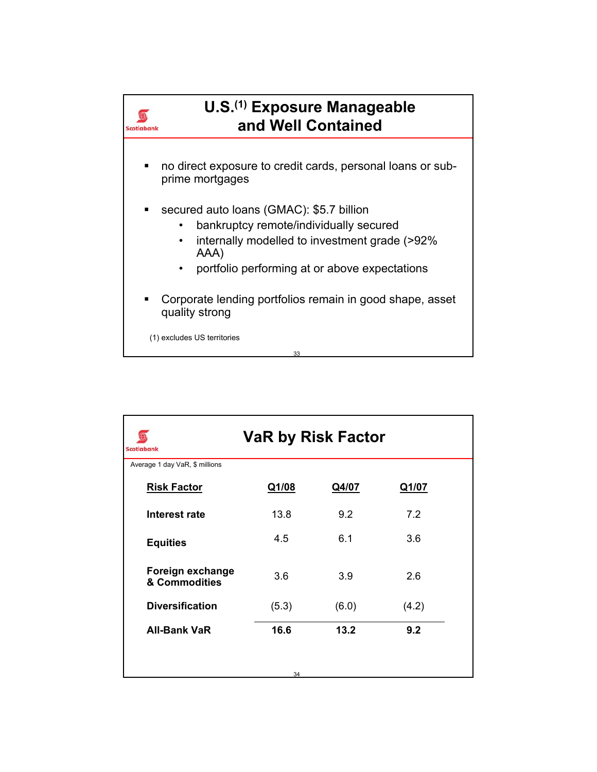## U.S.[1] Exposure Manageable and Well Contained

- no direct exposure to credit cards, personal loans or sub-prime mortgages
- secured auto loans (GMAC): $5.7 billion
  - bankruptcy remote/individually secured
  - internally modelled to investment grade (>92% AAA)
  - portfolio performing at or above expectations
- Corporate lending portfolios remain in good shape, asset quality strong

(1) excludes US territories

## VaR by Risk Factor

Average 1 day VaR, $ millions

| Risk Factor | Q1/08 | Q4/07 | Q1/07 |
|---|---|---|---|
| **Interest rate** | 13.8 | 9.2 | 7.2 |
| **Equities** | 4.5 | 6.1 | 3.6 |
| **Foreign exchange & Commodities** | 3.6 | 3.9 | 2.6 |
| **Diversification** | (5.3) | (6.0) | (4.2) |
| **All-Bank VaR** | **16.6** | **13.2** | **9.2** |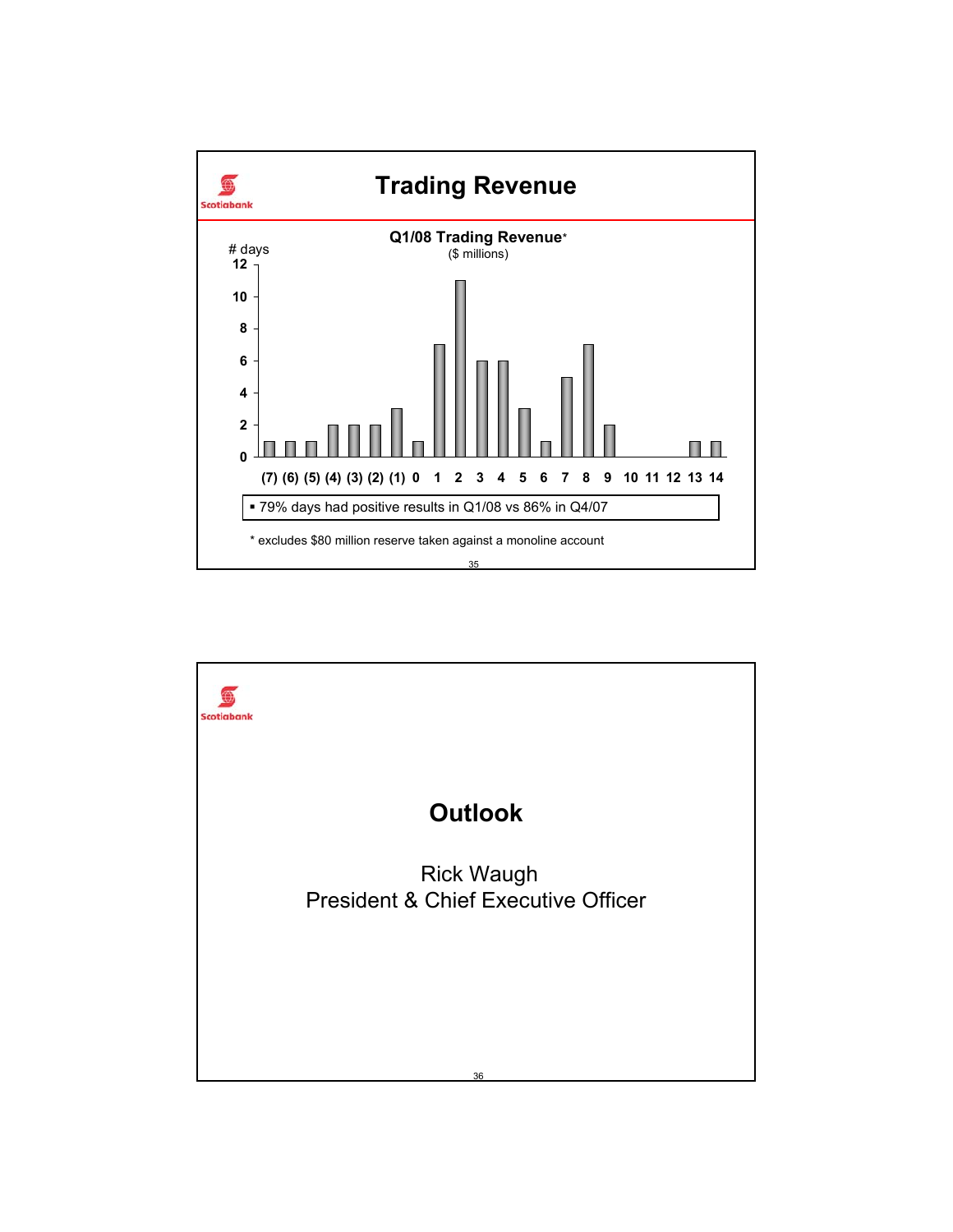# Trading Revenue

**Q1/08 Trading Revenue***
($ millions)

| $ millions | (7) | (6) | (5) | (4) | (3) | (2) | (1) | 0 | 1 | 2 | 3 | 4 | 5 | 6 | 7 | 8 | 9 | 10 | 11 | 12 | 13 | 14 |
|---|---|---|---|---|---|---|---|---|---|---|---|---|---|---|---|---|---|---|---|---|---|---|
| # days | 1 | 1 | 1 | 2 | 2 | 2 | 3 | 1 | 7 | 11 | 6 | 6 | 3 | 1 | 5 | 7 | 2 | 0 | 0 | 0 | 1 | 1 |

- 79% days had positive results in Q1/08 vs 86% in Q4/07

\* excludes $80 million reserve taken against a monoline account

# Outlook

Rick Waugh
President & Chief Executive Officer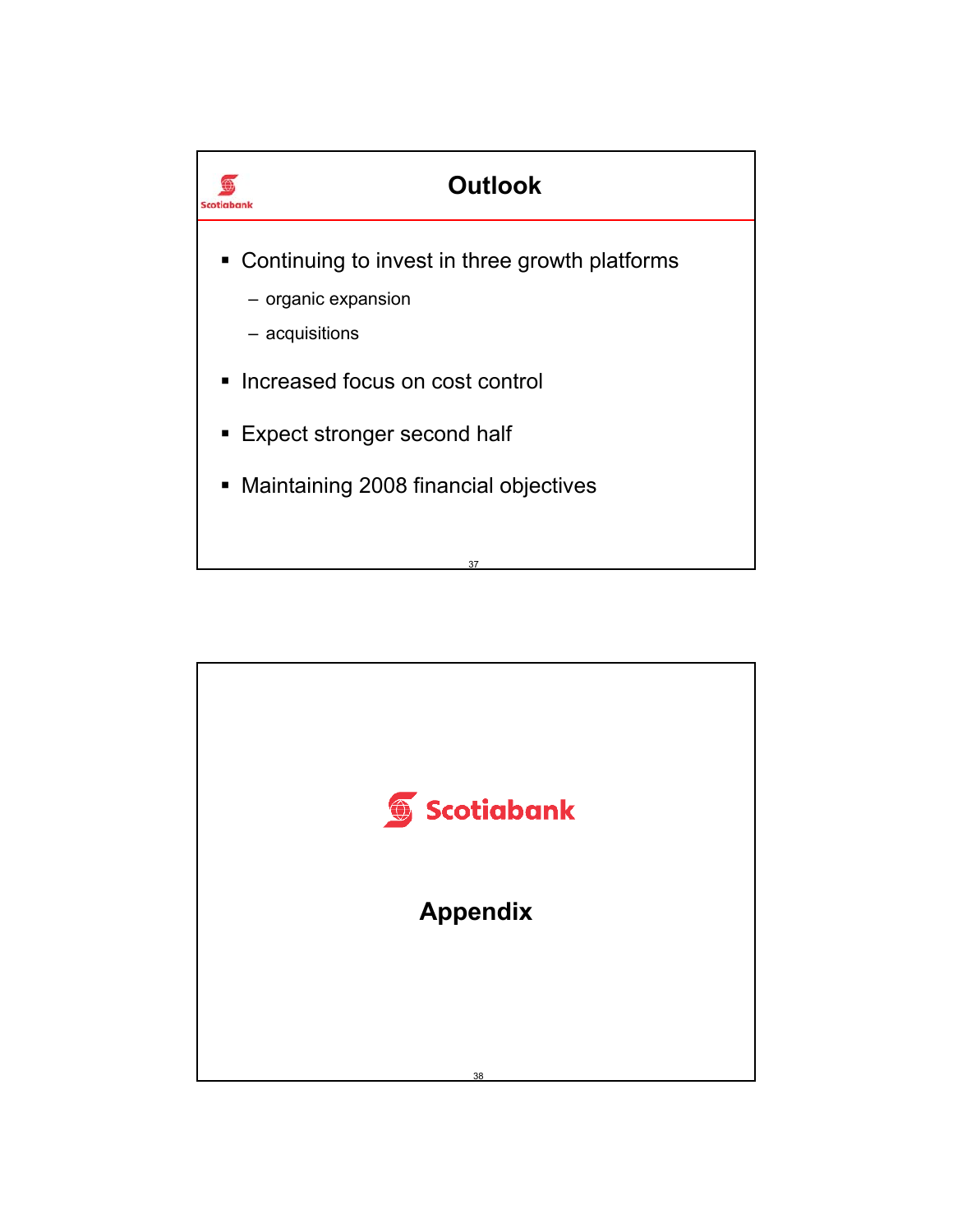# Outlook

- Continuing to invest in three growth platforms
  - organic expansion
  - acquisitions
- Increased focus on cost control
- Expect stronger second half
- Maintaining 2008 financial objectives

Scotiabank

# Appendix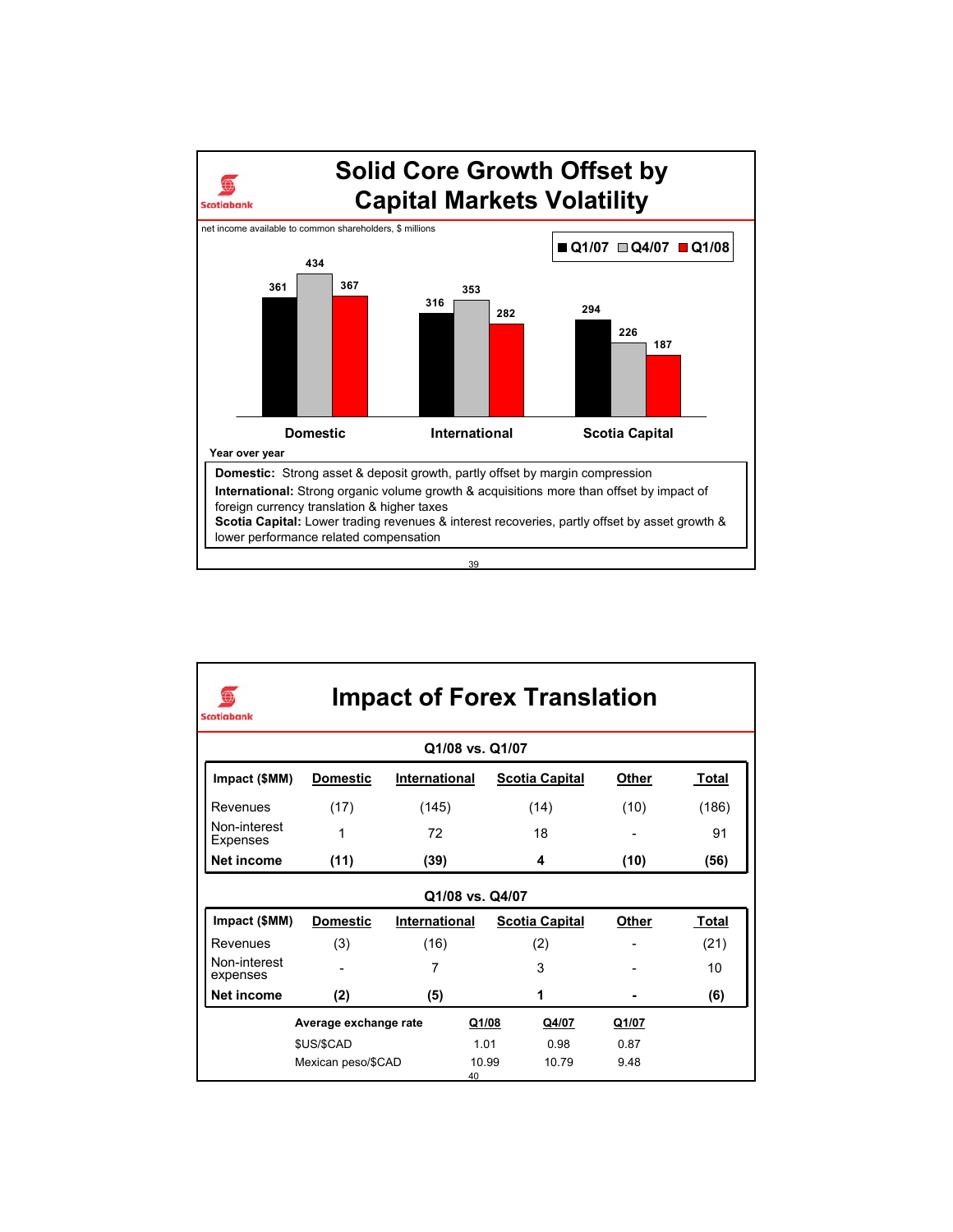# Solid Core Growth Offset by Capital Markets Volatility

net income available to common shareholders, $ millions

| | Q1/07 | Q4/07 | Q1/08 |
|---|---|---|---|
| Domestic | 361 | 434 | 367 |
| International | 316 | 353 | 282 |
| Scotia Capital | 294 | 226 | 187 |

**Year over year**

**Domestic:** Strong asset & deposit growth, partly offset by margin compression

**International:** Strong organic volume growth & acquisitions more than offset by impact of foreign currency translation & higher taxes

**Scotia Capital:** Lower trading revenues & interest recoveries, partly offset by asset growth & lower performance related compensation

# Impact of Forex Translation

**Q1/08 vs. Q1/07**

| Impact ($MM) | Domestic | International | Scotia Capital | Other | Total |
|---|---|---|---|---|---|
| Revenues | (17) | (145) | (14) | (10) | (186) |
| Non-interest Expenses | 1 | 72 | 18 | - | 91 |
| **Net income** | **(11)** | **(39)** | **4** | **(10)** | **(56)** |

**Q1/08 vs. Q4/07**

| Impact ($MM) | Domestic | International | Scotia Capital | Other | Total |
|---|---|---|---|---|---|
| Revenues | (3) | (16) | (2) | - | (21) |
| Non-interest expenses | - | 7 | 3 | - | 10 |
| **Net income** | **(2)** | **(5)** | **1** | **-** | **(6)** |

| Average exchange rate | Q1/08 | Q4/07 | Q1/07 |
|---|---|---|---|
| $US/$CAD | 1.01 | 0.98 | 0.87 |
| Mexican peso/$CAD | 10.99 | 10.79 | 9.48 |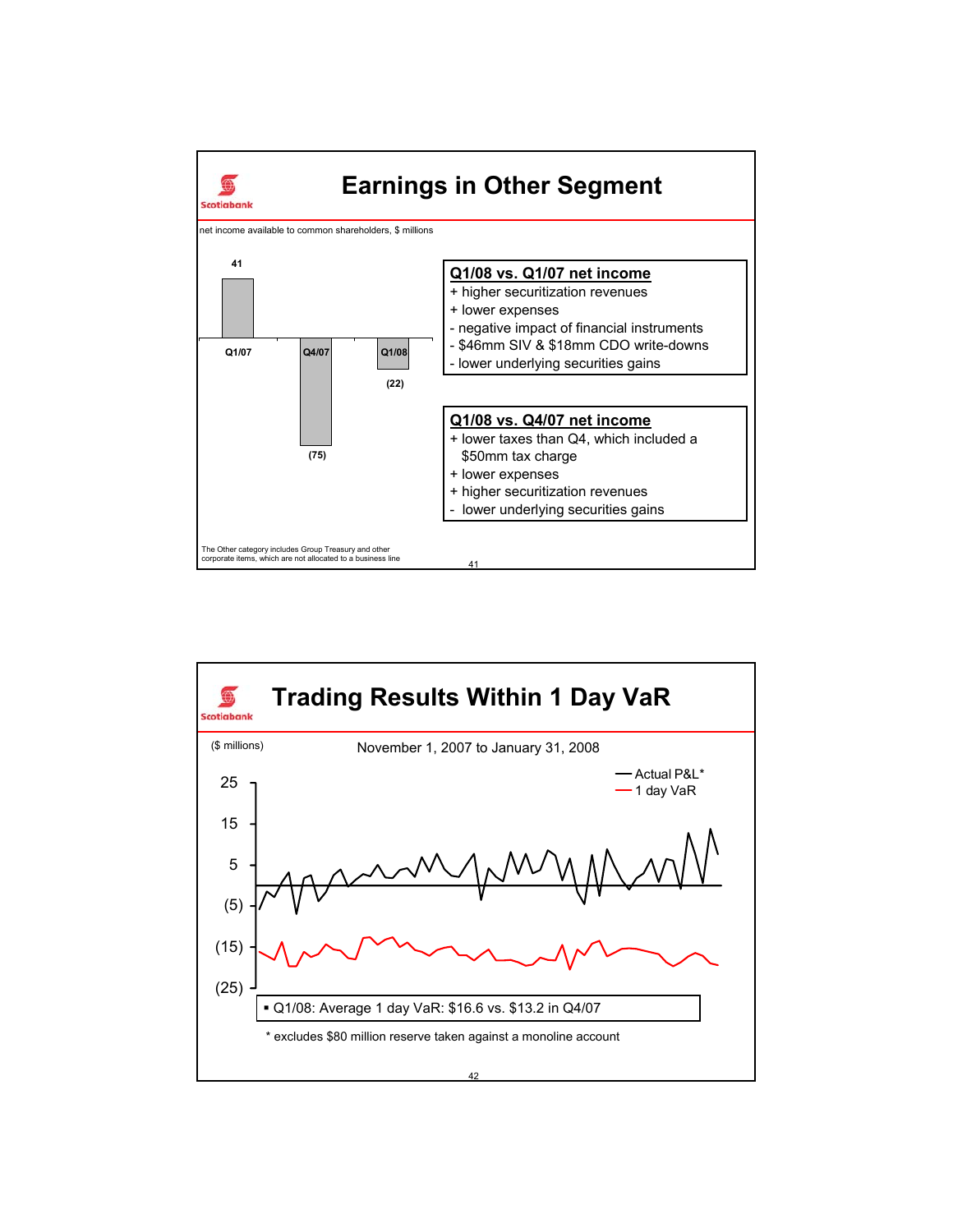# Earnings in Other Segment

net income available to common shareholders, $ millions

| Q1/07 | Q4/07 | Q1/08 |
|---|---|---|
| 41 | (75) | (22) |

**Q1/08 vs. Q1/07 net income**

+ higher securitization revenues
+ lower expenses
- negative impact of financial instruments
- $46mm SIV & $18mm CDO write-downs
- lower underlying securities gains

**Q1/08 vs. Q4/07 net income**

+ lower taxes than Q4, which included a $50mm tax charge
+ lower expenses
+ higher securitization revenues
- lower underlying securities gains

The Other category includes Group Treasury and other corporate items, which are not allocated to a business line

# Trading Results Within 1 Day VaR

($ millions)

November 1, 2007 to January 31, 2008

— Actual P&L*

— 1 day VaR

- Q1/08: Average 1 day VaR: $16.6 vs. $13.2 in Q4/07

\* excludes $80 million reserve taken against a monoline account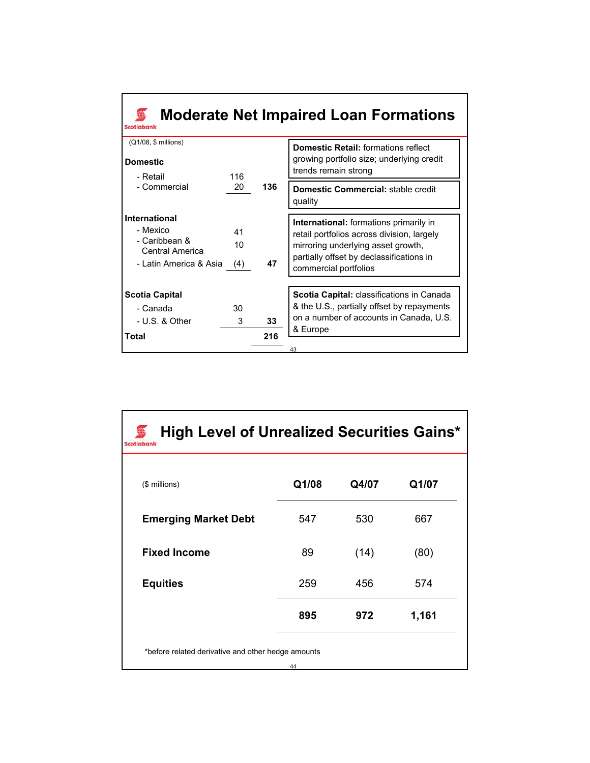## Moderate Net Impaired Loan Formations

(Q1/08, $ millions)

| | | |
|---|---|---|
| **Domestic** | | |
| - Retail | 116 | |
| - Commercial | 20 | **136** |
| **International** | | |
| - Mexico | 41 | |
| - Caribbean & Central America | 10 | |
| - Latin America & Asia | (4) | **47** |
| **Scotia Capital** | | |
| - Canada | 30 | |
| - U.S. & Other | 3 | **33** |
| **Total** | | **216** |

**Domestic Retail:** formations reflect growing portfolio size; underlying credit trends remain strong

**Domestic Commercial:** stable credit quality

**International:** formations primarily in retail portfolios across division, largely mirroring underlying asset growth, partially offset by declassifications in commercial portfolios

**Scotia Capital:** classifications in Canada & the U.S., partially offset by repayments on a number of accounts in Canada, U.S. & Europe

## High Level of Unrealized Securities Gains*

| ($ millions) | Q1/08 | Q4/07 | Q1/07 |
|---|---|---|---|
| **Emerging Market Debt** | 547 | 530 | 667 |
| **Fixed Income** | 89 | (14) | (80) |
| **Equities** | 259 | 456 | 574 |
| | **895** | **972** | **1,161** |

*before related derivative and other hedge amounts